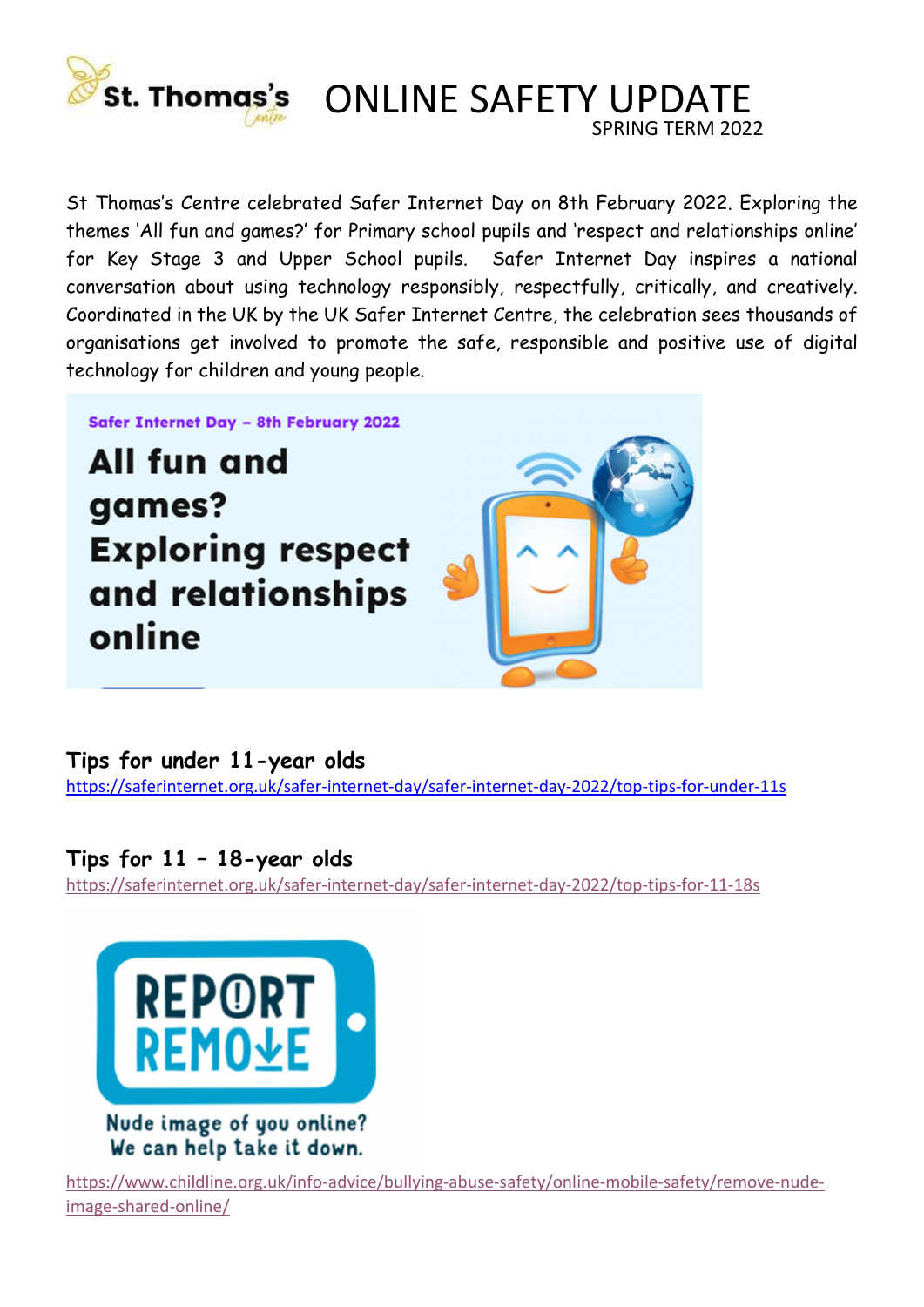# St. Thomas's Centre — ONLINE SAFETY UPDATE

SPRING TERM 2022

St Thomas's Centre celebrated Safer Internet Day on 8th February 2022. Exploring the themes 'All fun and games?' for Primary school pupils and 'respect and relationships online' for Key Stage 3 and Upper School pupils. Safer Internet Day inspires a national conversation about using technology responsibly, respectfully, critically, and creatively. Coordinated in the UK by the UK Safer Internet Centre, the celebration sees thousands of organisations get involved to promote the safe, responsible and positive use of digital technology for children and young people.

**Safer Internet Day – 8th February 2022**

**All fun and games? Exploring respect and relationships online**

### Tips for under 11-year olds

https://saferinternet.org.uk/safer-internet-day/safer-internet-day-2022/top-tips-for-under-11s

### Tips for 11 – 18-year olds

https://saferinternet.org.uk/safer-internet-day/safer-internet-day-2022/top-tips-for-11-18s

**REPORT REMOVE**

**Nude image of you online? We can help take it down.**

https://www.childline.org.uk/info-advice/bullying-abuse-safety/online-mobile-safety/remove-nude-image-shared-online/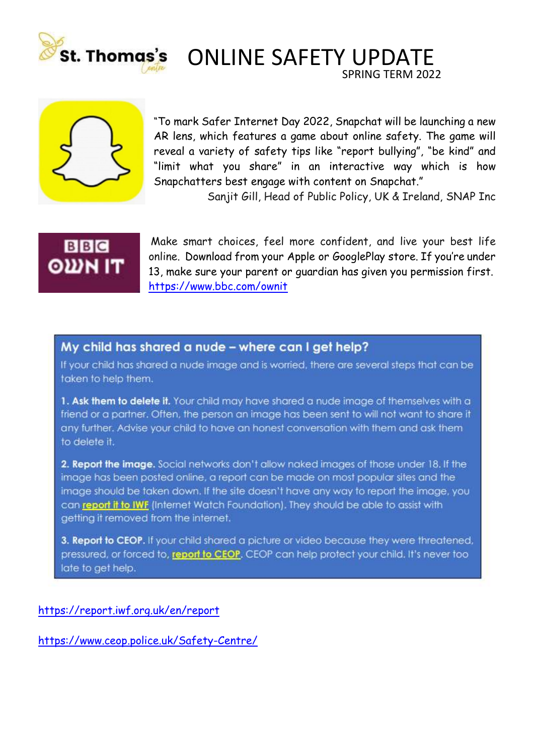# ONLINE SAFETY UPDATE

SPRING TERM 2022

"To mark Safer Internet Day 2022, Snapchat will be launching a new AR lens, which features a game about online safety. The game will reveal a variety of safety tips like "report bullying", "be kind" and "limit what you share" in an interactive way which is how Snapchatters best engage with content on Snapchat."

Sanjit Gill, Head of Public Policy, UK & Ireland, SNAP Inc

Make smart choices, feel more confident, and live your best life online. Download from your Apple or GooglePlay store. If you're under 13, make sure your parent or guardian has given you permission first. https://www.bbc.com/ownit

## My child has shared a nude – where can I get help?

If your child has shared a nude image and is worried, there are several steps that can be taken to help them.

**1. Ask them to delete it.** Your child may have shared a nude image of themselves with a friend or a partner. Often, the person an image has been sent to will not want to share it any further. Advise your child to have an honest conversation with them and ask them to delete it.

**2. Report the image.** Social networks don't allow naked images of those under 18. If the image has been posted online, a report can be made on most popular sites and the image should be taken down. If the site doesn't have any way to report the image, you can report it to IWF (Internet Watch Foundation). They should be able to assist with getting it removed from the internet.

**3. Report to CEOP.** If your child shared a picture or video because they were threatened, pressured, or forced to, report to CEOP. CEOP can help protect your child. It's never too late to get help.

https://report.iwf.org.uk/en/report

https://www.ceop.police.uk/Safety-Centre/